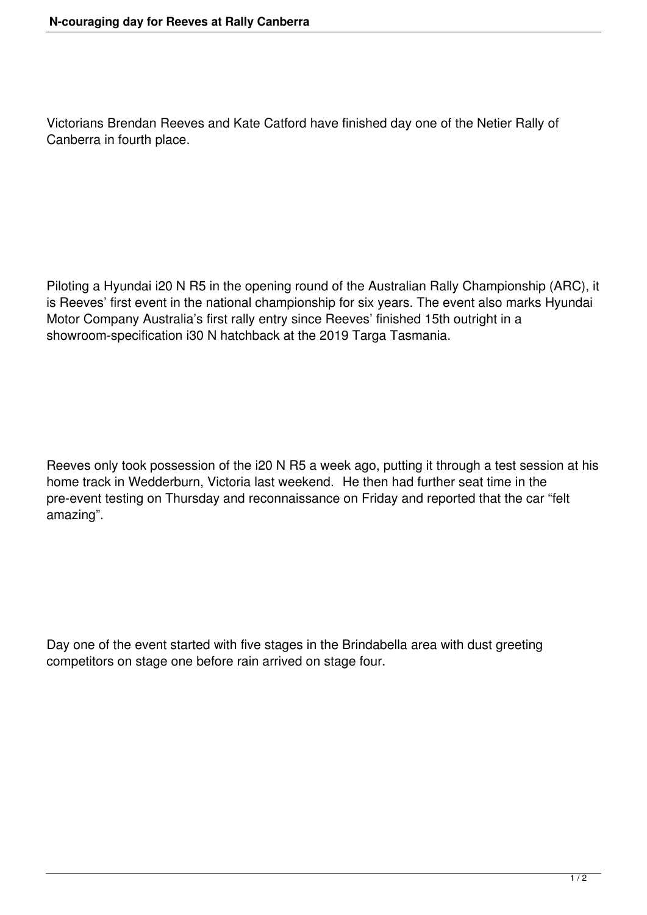# N-couraging day for Reeves at Rally Canberra

Victorians Brendan Reeves and Kate Catford have finished day one of the Netier Rally of Canberra in fourth place.

Piloting a Hyundai i20 N R5 in the opening round of the Australian Rally Championship (ARC), it is Reeves' first event in the national championship for six years. The event also marks Hyundai Motor Company Australia's first rally entry since Reeves' finished 15th outright in a showroom-specification i30 N hatchback at the 2019 Targa Tasmania.

Reeves only took possession of the i20 N R5 a week ago, putting it through a test session at his home track in Wedderburn, Victoria last weekend. He then had further seat time in the pre-event testing on Thursday and reconnaissance on Friday and reported that the car "felt amazing".

Day one of the event started with five stages in the Brindabella area with dust greeting competitors on stage one before rain arrived on stage four.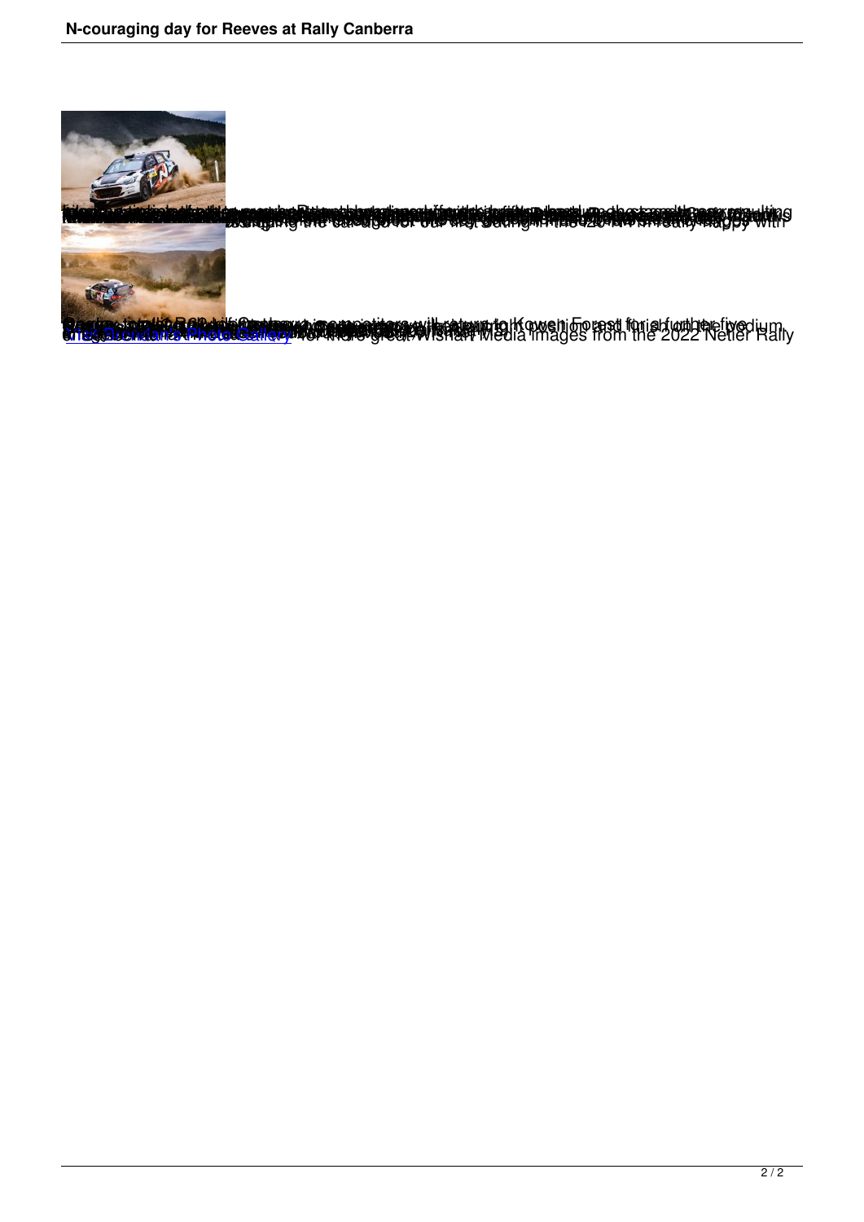competitors will return to Kowen Forest for a further five

Photo Gallery for more great Wishart Media images from the 2022 Netier Rally